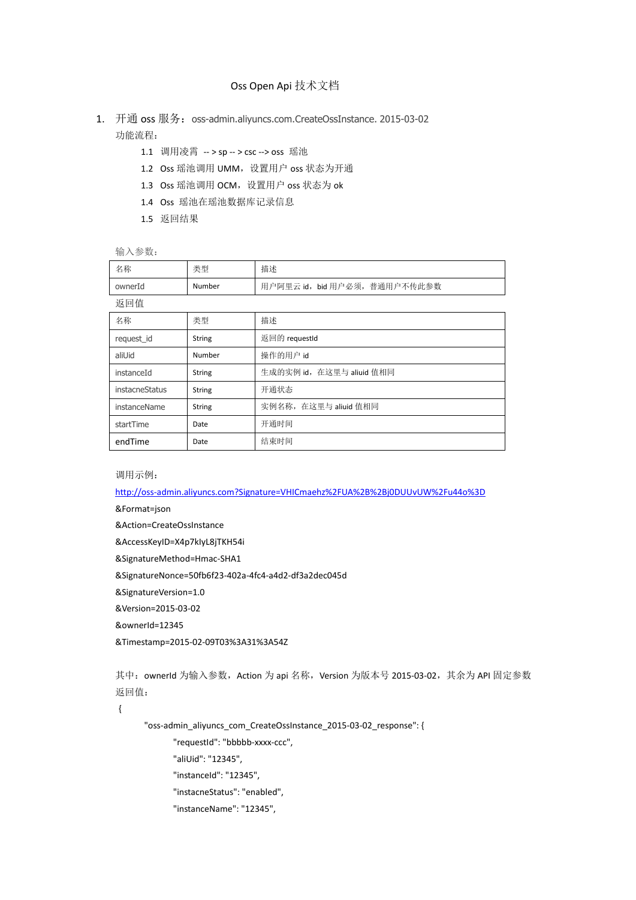# Oss Open Api 技术文档

1. 开通 oss 服务：oss-admin.aliyuncs.com.CreateOssInstance. 2015-03-02

   功能流程：

   1.1 调用凌霄 -- > sp -- > csc --> oss 瑶池

   1.2 Oss 瑶池调用 UMM，设置用户 oss 状态为开通

   1.3 Oss 瑶池调用 OCM，设置用户 oss 状态为 ok

   1.4 Oss 瑶池在瑶池数据库记录信息

   1.5 返回结果

输入参数：

| 名称 | 类型 | 描述 |
|---|---|---|
| ownerId | Number | 用户阿里云 id，bid 用户必须，普通用户不传此参数 |

返回值

| 名称 | 类型 | 描述 |
|---|---|---|
| request_id | String | 返回的 requestId |
| aliUid | Number | 操作的用户 id |
| instanceId | String | 生成的实例 id，在这里与 aliuid 值相同 |
| instacneStatus | String | 开通状态 |
| instanceName | String | 实例名称，在这里与 aliuid 值相同 |
| startTime | Date | 开通时间 |
| endTime | Date | 结束时间 |

调用示例：

http://oss-admin.aliyuncs.com?Signature=VHICmaehz%2FUA%2B%2Bj0DUUvUW%2Fu44o%3D

&Format=json

&Action=CreateOssInstance

&AccessKeyID=X4p7klyL8jTKH54i

&SignatureMethod=Hmac-SHA1

&SignatureNonce=50fb6f23-402a-4fc4-a4d2-df3a2dec045d

&SignatureVersion=1.0

&Version=2015-03-02

&ownerId=12345

&Timestamp=2015-02-09T03%3A31%3A54Z

其中：ownerId 为输入参数，Action 为 api 名称，Version 为版本号 2015-03-02，其余为 API 固定参数

返回值：

```
{
    "oss-admin_aliyuncs_com_CreateOssInstance_2015-03-02_response": {
        "requestId": "bbbbb-xxxx-ccc",
        "aliUid": "12345",
        "instanceId": "12345",
        "instacneStatus": "enabled",
        "instanceName": "12345",
```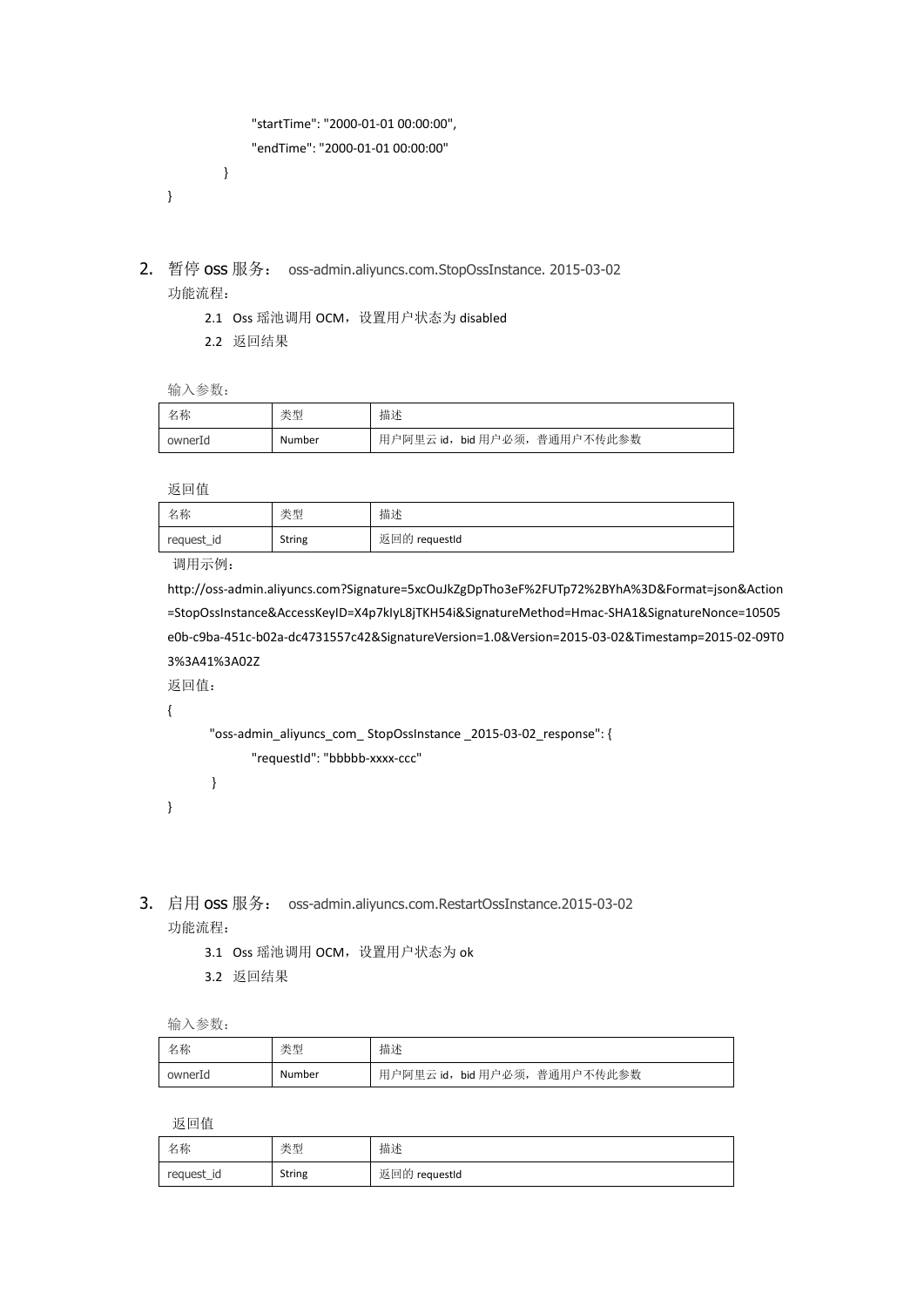```
                "startTime": "2000-01-01 00:00:00",
                "endTime": "2000-01-01 00:00:00"
        }
}
```

2. 暂停 oss 服务： oss-admin.aliyuncs.com.StopOssInstance. 2015-03-02

功能流程：

2.1 Oss 瑶池调用 OCM，设置用户状态为 disabled

2.2 返回结果

输入参数：

| 名称 | 类型 | 描述 |
|---|---|---|
| ownerId | Number | 用户阿里云 id，bid 用户必须，普通用户不传此参数 |

返回值

| 名称 | 类型 | 描述 |
|---|---|---|
| request_id | String | 返回的 requestId |

调用示例：

http://oss-admin.aliyuncs.com?Signature=5xcOuJkZgDpTho3eF%2FUTp72%2BYhA%3D&Format=json&Action=StopOssInstance&AccessKeyID=X4p7kIyL8jTKH54i&SignatureMethod=Hmac-SHA1&SignatureNonce=10505e0b-c9ba-451c-b02a-dc4731557c42&SignatureVersion=1.0&Version=2015-03-02&Timestamp=2015-02-09T03%3A41%3A02Z

返回值：

```
{
    "oss-admin_aliyuncs_com_ StopOssInstance _2015-03-02_response": {
            "requestId": "bbbbb-xxxx-ccc"
    }
}
```

3. 启用 oss 服务： oss-admin.aliyuncs.com.RestartOssInstance.2015-03-02

功能流程：

3.1 Oss 瑶池调用 OCM，设置用户状态为 ok

3.2 返回结果

输入参数：

| 名称 | 类型 | 描述 |
|---|---|---|
| ownerId | Number | 用户阿里云 id，bid 用户必须，普通用户不传此参数 |

返回值

| 名称 | 类型 | 描述 |
|---|---|---|
| request_id | String | 返回的 requestId |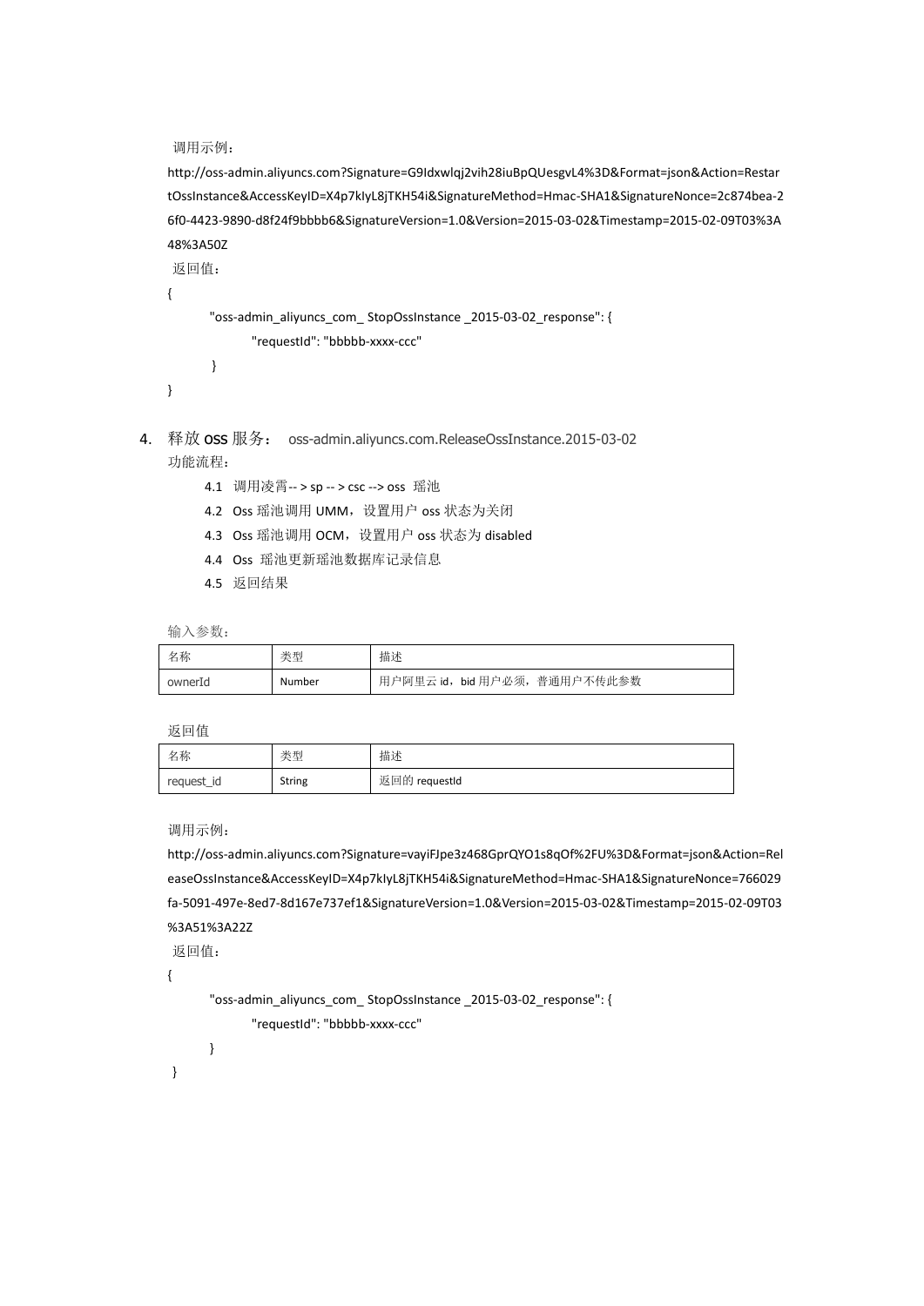调用示例：

http://oss-admin.aliyuncs.com?Signature=G9Idxwlqj2vih28iuBpQUesgvL4%3D&Format=json&Action=RestartOssInstance&AccessKeyID=X4p7kIyL8jTKH54i&SignatureMethod=Hmac-SHA1&SignatureNonce=2c874bea-26f0-4423-9890-d8f24f9bbbb6&SignatureVersion=1.0&Version=2015-03-02&Timestamp=2015-02-09T03%3A48%3A50Z

返回值：

```
{
        "oss-admin_aliyuncs_com_ StopOssInstance _2015-03-02_response": {
                "requestId": "bbbbb-xxxx-ccc"
        }
}
```

4. 释放 oss 服务： oss-admin.aliyuncs.com.ReleaseOssInstance.2015-03-02

功能流程：

4.1 调用凌霄-- > sp -- > csc --> oss 瑶池

4.2 Oss 瑶池调用 UMM，设置用户 oss 状态为关闭

4.3 Oss 瑶池调用 OCM，设置用户 oss 状态为 disabled

4.4 Oss 瑶池更新瑶池数据库记录信息

4.5 返回结果

输入参数：

| 名称 | 类型 | 描述 |
| --- | --- | --- |
| ownerId | Number | 用户阿里云 id，bid 用户必须，普通用户不传此参数 |

返回值

| 名称 | 类型 | 描述 |
| --- | --- | --- |
| request_id | String | 返回的 requestId |

调用示例：

http://oss-admin.aliyuncs.com?Signature=vayiFJpe3z468GprQYO1s8qOf%2FU%3D&Format=json&Action=ReleaseOssInstance&AccessKeyID=X4p7kIyL8jTKH54i&SignatureMethod=Hmac-SHA1&SignatureNonce=766029fa-5091-497e-8ed7-8d167e737ef1&SignatureVersion=1.0&Version=2015-03-02&Timestamp=2015-02-09T03%3A51%3A22Z

返回值：

```
{
        "oss-admin_aliyuncs_com_ StopOssInstance _2015-03-02_response": {
                "requestId": "bbbbb-xxxx-ccc"
        }
}
```